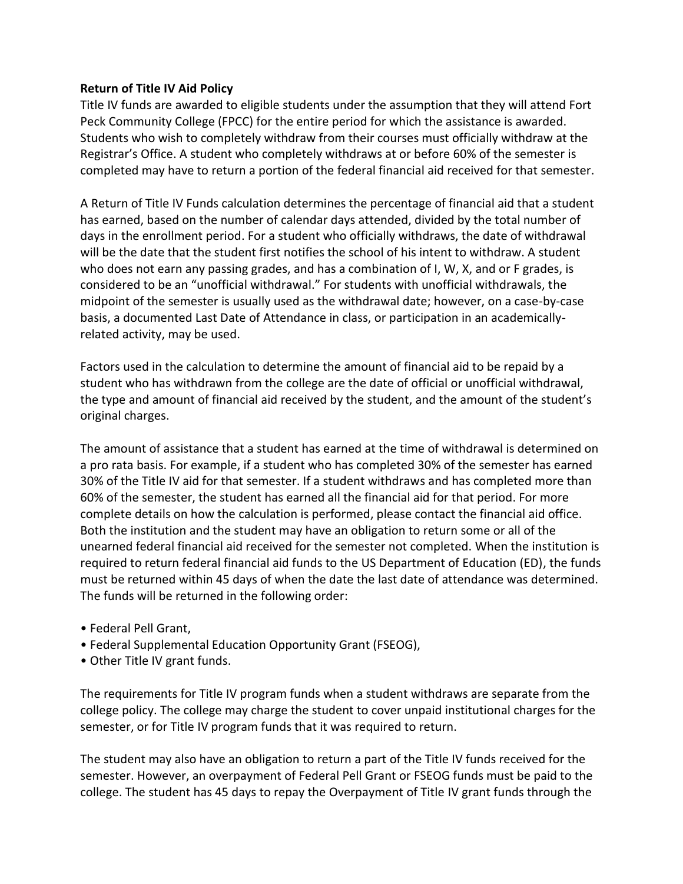**Return of Title IV Aid Policy**

Title IV funds are awarded to eligible students under the assumption that they will attend Fort Peck Community College (FPCC) for the entire period for which the assistance is awarded. Students who wish to completely withdraw from their courses must officially withdraw at the Registrar's Office. A student who completely withdraws at or before 60% of the semester is completed may have to return a portion of the federal financial aid received for that semester.

A Return of Title IV Funds calculation determines the percentage of financial aid that a student has earned, based on the number of calendar days attended, divided by the total number of days in the enrollment period. For a student who officially withdraws, the date of withdrawal will be the date that the student first notifies the school of his intent to withdraw. A student who does not earn any passing grades, and has a combination of I, W, X, and or F grades, is considered to be an "unofficial withdrawal." For students with unofficial withdrawals, the midpoint of the semester is usually used as the withdrawal date; however, on a case-by-case basis, a documented Last Date of Attendance in class, or participation in an academically-related activity, may be used.

Factors used in the calculation to determine the amount of financial aid to be repaid by a student who has withdrawn from the college are the date of official or unofficial withdrawal, the type and amount of financial aid received by the student, and the amount of the student's original charges.

The amount of assistance that a student has earned at the time of withdrawal is determined on a pro rata basis. For example, if a student who has completed 30% of the semester has earned 30% of the Title IV aid for that semester. If a student withdraws and has completed more than 60% of the semester, the student has earned all the financial aid for that period. For more complete details on how the calculation is performed, please contact the financial aid office. Both the institution and the student may have an obligation to return some or all of the unearned federal financial aid received for the semester not completed. When the institution is required to return federal financial aid funds to the US Department of Education (ED), the funds must be returned within 45 days of when the date the last date of attendance was determined. The funds will be returned in the following order:

- Federal Pell Grant,
- Federal Supplemental Education Opportunity Grant (FSEOG),
- Other Title IV grant funds.

The requirements for Title IV program funds when a student withdraws are separate from the college policy. The college may charge the student to cover unpaid institutional charges for the semester, or for Title IV program funds that it was required to return.

The student may also have an obligation to return a part of the Title IV funds received for the semester. However, an overpayment of Federal Pell Grant or FSEOG funds must be paid to the college. The student has 45 days to repay the Overpayment of Title IV grant funds through the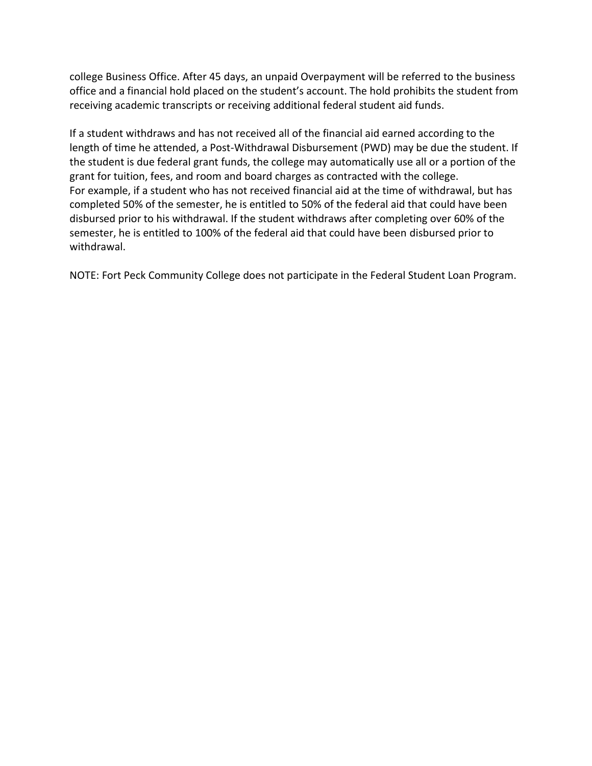college Business Office. After 45 days, an unpaid Overpayment will be referred to the business office and a financial hold placed on the student's account. The hold prohibits the student from receiving academic transcripts or receiving additional federal student aid funds.

If a student withdraws and has not received all of the financial aid earned according to the length of time he attended, a Post-Withdrawal Disbursement (PWD) may be due the student. If the student is due federal grant funds, the college may automatically use all or a portion of the grant for tuition, fees, and room and board charges as contracted with the college.
For example, if a student who has not received financial aid at the time of withdrawal, but has completed 50% of the semester, he is entitled to 50% of the federal aid that could have been disbursed prior to his withdrawal. If the student withdraws after completing over 60% of the semester, he is entitled to 100% of the federal aid that could have been disbursed prior to withdrawal.

NOTE: Fort Peck Community College does not participate in the Federal Student Loan Program.